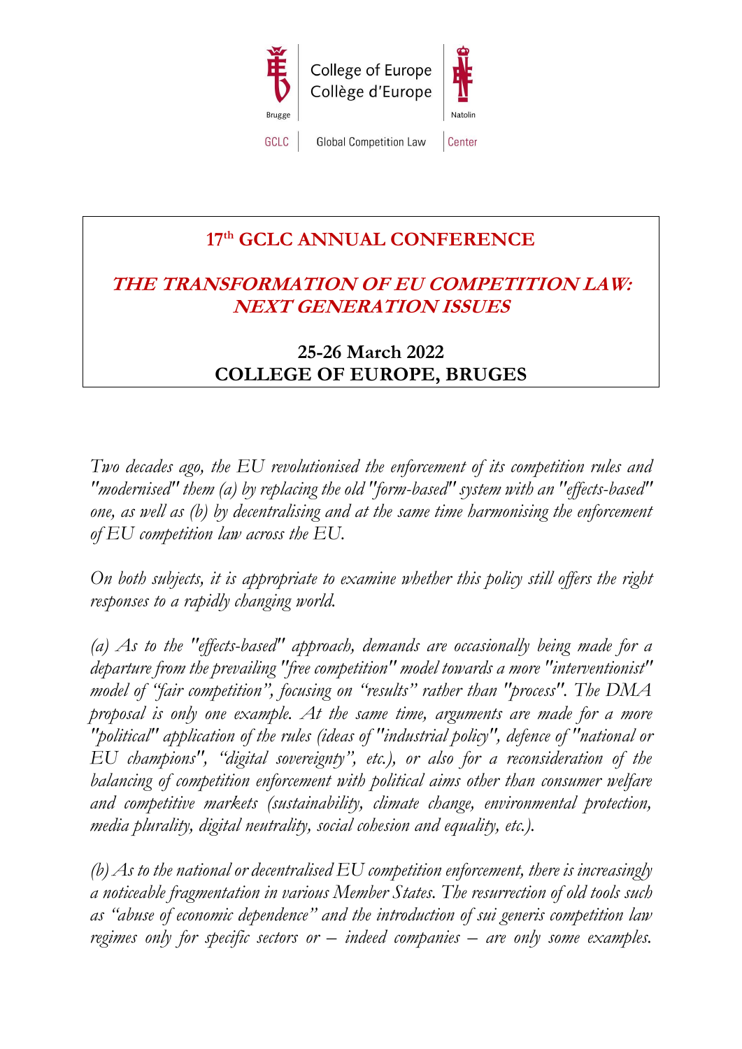College of Europe
Collège d'Europe

Brugge | Natolin

GCLC | Global Competition Law | Center

# 17th GCLC ANNUAL CONFERENCE

## *THE TRANSFORMATION OF EU COMPETITION LAW: NEXT GENERATION ISSUES*

### 25-26 March 2022
### COLLEGE OF EUROPE, BRUGES

*Two decades ago, the EU revolutionised the enforcement of its competition rules and "modernised" them (a) by replacing the old "form-based" system with an "effects-based" one, as well as (b) by decentralising and at the same time harmonising the enforcement of EU competition law across the EU.*

*On both subjects, it is appropriate to examine whether this policy still offers the right responses to a rapidly changing world.*

*(a) As to the "effects-based" approach, demands are occasionally being made for a departure from the prevailing "free competition" model towards a more "interventionist" model of "fair competition", focusing on "results" rather than "process". The DMA proposal is only one example. At the same time, arguments are made for a more "political" application of the rules (ideas of "industrial policy", defence of "national or EU champions", "digital sovereignty", etc.), or also for a reconsideration of the balancing of competition enforcement with political aims other than consumer welfare and competitive markets (sustainability, climate change, environmental protection, media plurality, digital neutrality, social cohesion and equality, etc.).*

*(b) As to the national or decentralised EU competition enforcement, there is increasingly a noticeable fragmentation in various Member States. The resurrection of old tools such as "abuse of economic dependence" and the introduction of sui generis competition law regimes only for specific sectors or – indeed companies – are only some examples.*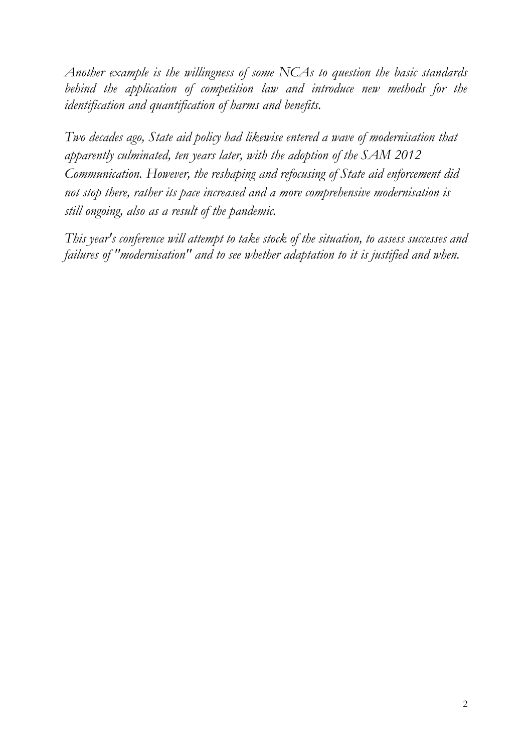*Another example is the willingness of some NCAs to question the basic standards behind the application of competition law and introduce new methods for the identification and quantification of harms and benefits.*

*Two decades ago, State aid policy had likewise entered a wave of modernisation that apparently culminated, ten years later, with the adoption of the SAM 2012 Communication. However, the reshaping and refocusing of State aid enforcement did not stop there, rather its pace increased and a more comprehensive modernisation is still ongoing, also as a result of the pandemic.*

*This year's conference will attempt to take stock of the situation, to assess successes and failures of "modernisation" and to see whether adaptation to it is justified and when.*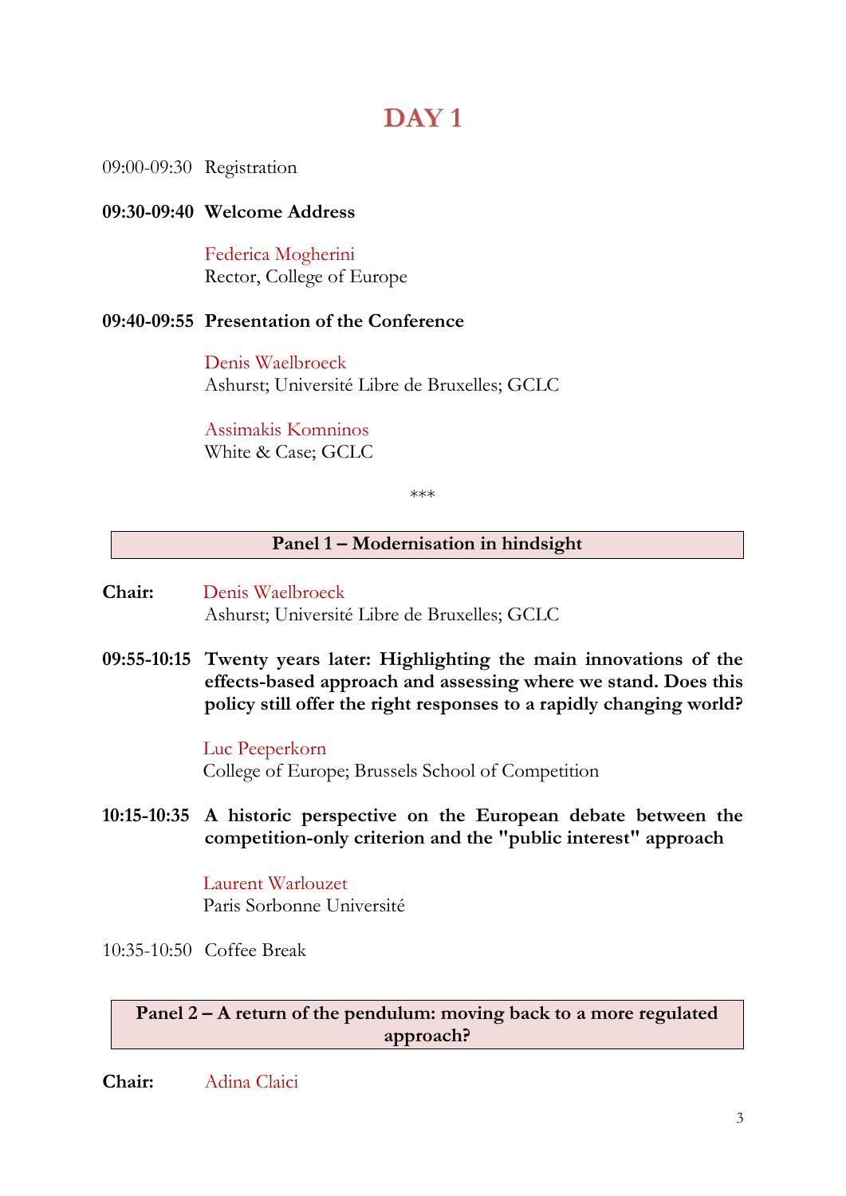# DAY 1

09:00-09:30 Registration

**09:30-09:40 Welcome Address**

Federica Mogherini
Rector, College of Europe

**09:40-09:55 Presentation of the Conference**

Denis Waelbroeck
Ashurst; Université Libre de Bruxelles; GCLC

Assimakis Komninos
White & Case; GCLC

\*\*\*

## Panel 1 – Modernisation in hindsight

**Chair:** Denis Waelbroeck
Ashurst; Université Libre de Bruxelles; GCLC

**09:55-10:15 Twenty years later: Highlighting the main innovations of the effects-based approach and assessing where we stand. Does this policy still offer the right responses to a rapidly changing world?**

Luc Peeperkorn
College of Europe; Brussels School of Competition

**10:15-10:35 A historic perspective on the European debate between the competition-only criterion and the "public interest" approach**

Laurent Warlouzet
Paris Sorbonne Université

10:35-10:50 Coffee Break

## Panel 2 – A return of the pendulum: moving back to a more regulated approach?

**Chair:** Adina Claici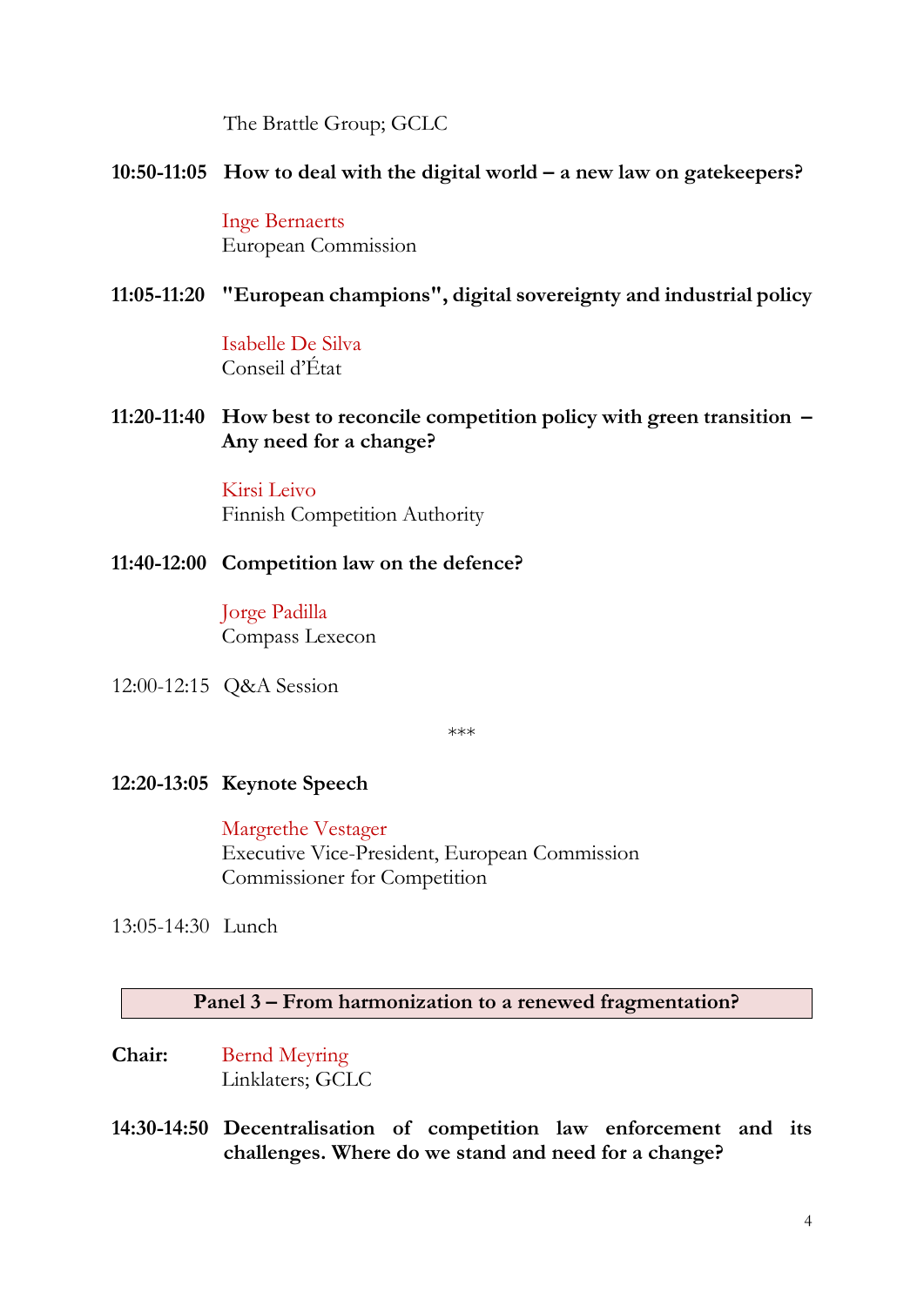The Brattle Group; GCLC

**10:50-11:05 How to deal with the digital world – a new law on gatekeepers?**

Inge Bernaerts
European Commission

**11:05-11:20 "European champions", digital sovereignty and industrial policy**

Isabelle De Silva
Conseil d'État

**11:20-11:40 How best to reconcile competition policy with green transition – Any need for a change?**

Kirsi Leivo
Finnish Competition Authority

**11:40-12:00 Competition law on the defence?**

Jorge Padilla
Compass Lexecon

12:00-12:15 Q&A Session

\*\*\*

**12:20-13:05 Keynote Speech**

Margrethe Vestager
Executive Vice-President, European Commission
Commissioner for Competition

13:05-14:30 Lunch

**Panel 3 – From harmonization to a renewed fragmentation?**

**Chair:** Bernd Meyring
Linklaters; GCLC

**14:30-14:50 Decentralisation of competition law enforcement and its challenges. Where do we stand and need for a change?**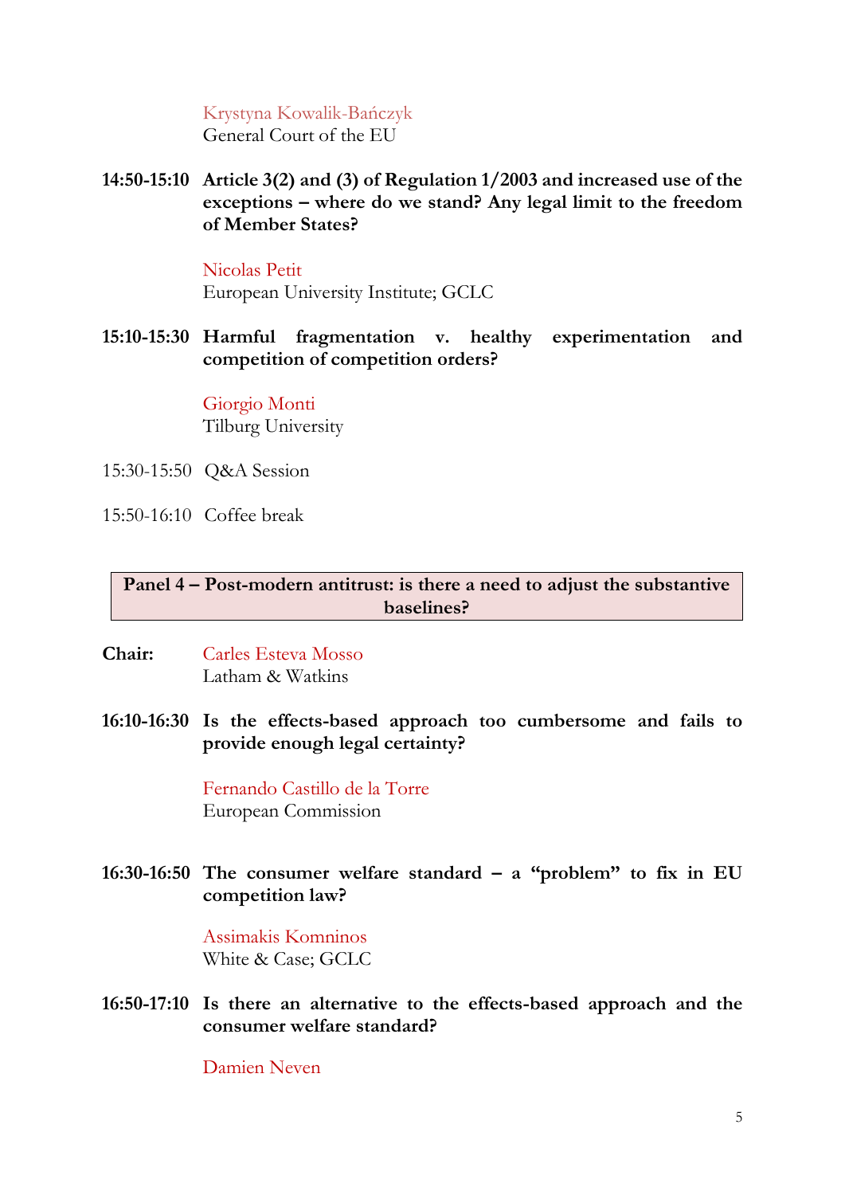Krystyna Kowalik-Bańczyk
General Court of the EU

**14:50-15:10 Article 3(2) and (3) of Regulation 1/2003 and increased use of the exceptions – where do we stand? Any legal limit to the freedom of Member States?**

Nicolas Petit
European University Institute; GCLC

**15:10-15:30 Harmful fragmentation v. healthy experimentation and competition of competition orders?**

Giorgio Monti
Tilburg University

15:30-15:50 Q&A Session

15:50-16:10 Coffee break

## Panel 4 – Post-modern antitrust: is there a need to adjust the substantive baselines?

**Chair:** Carles Esteva Mosso
Latham & Watkins

**16:10-16:30 Is the effects-based approach too cumbersome and fails to provide enough legal certainty?**

Fernando Castillo de la Torre
European Commission

**16:30-16:50 The consumer welfare standard – a "problem" to fix in EU competition law?**

Assimakis Komninos
White & Case; GCLC

**16:50-17:10 Is there an alternative to the effects-based approach and the consumer welfare standard?**

Damien Neven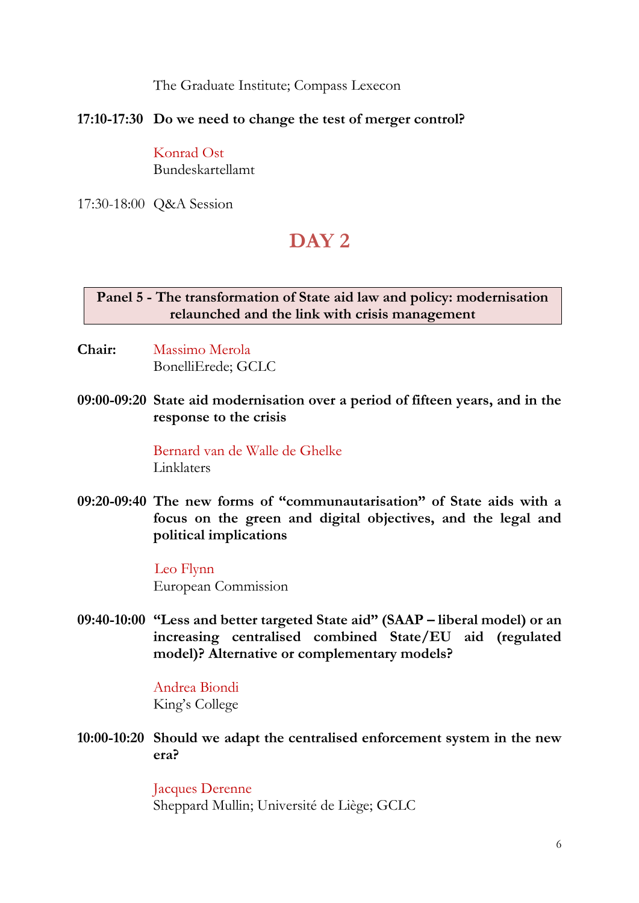The Graduate Institute; Compass Lexecon

**17:10-17:30 Do we need to change the test of merger control?**

Konrad Ost
Bundeskartellamt

17:30-18:00 Q&A Session

# DAY 2

## Panel 5 - The transformation of State aid law and policy: modernisation relaunched and the link with crisis management

**Chair:** Massimo Merola
BonelliErede; GCLC

**09:00-09:20 State aid modernisation over a period of fifteen years, and in the response to the crisis**

Bernard van de Walle de Ghelke
Linklaters

**09:20-09:40 The new forms of "communautarisation" of State aids with a focus on the green and digital objectives, and the legal and political implications**

Leo Flynn
European Commission

**09:40-10:00 "Less and better targeted State aid" (SAAP – liberal model) or an increasing centralised combined State/EU aid (regulated model)? Alternative or complementary models?**

Andrea Biondi
King's College

**10:00-10:20 Should we adapt the centralised enforcement system in the new era?**

Jacques Derenne
Sheppard Mullin; Université de Liège; GCLC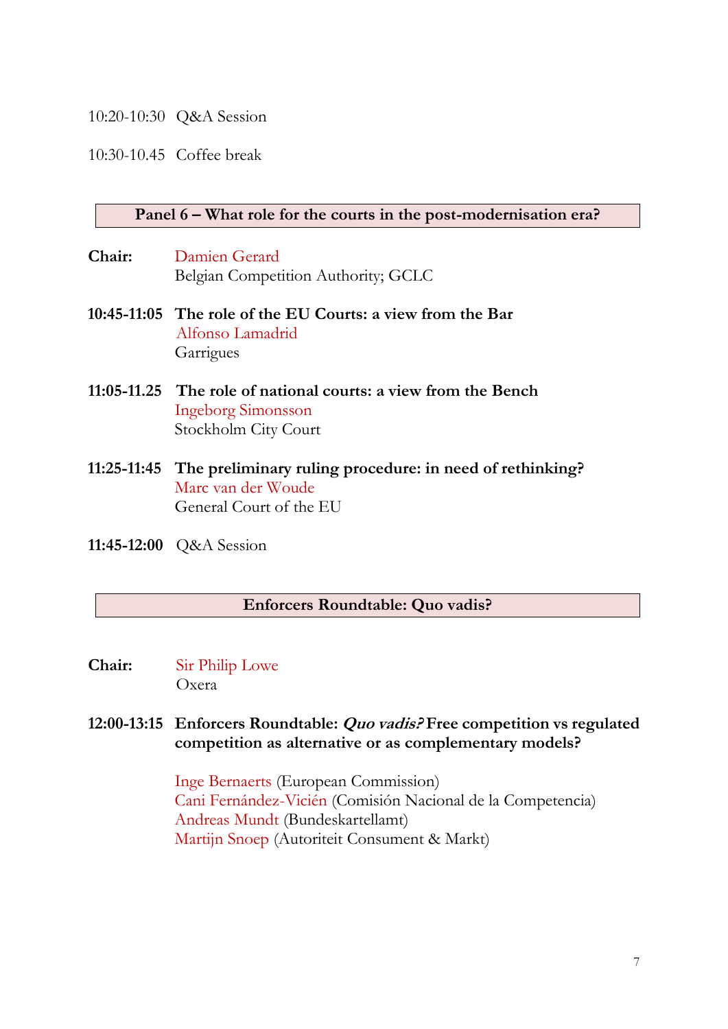10:20-10:30 Q&A Session

10:30-10.45 Coffee break

## Panel 6 – What role for the courts in the post-modernisation era?

**Chair:** Damien Gerard
Belgian Competition Authority; GCLC

**10:45-11:05** **The role of the EU Courts: a view from the Bar**
Alfonso Lamadrid
Garrigues

**11:05-11.25** **The role of national courts: a view from the Bench**
Ingeborg Simonsson
Stockholm City Court

**11:25-11:45** **The preliminary ruling procedure: in need of rethinking?**
Marc van der Woude
General Court of the EU

**11:45-12:00** Q&A Session

## Enforcers Roundtable: Quo vadis?

**Chair:** Sir Philip Lowe
Oxera

**12:00-13:15** **Enforcers Roundtable: *Quo vadis?* Free competition vs regulated competition as alternative or as complementary models?**

Inge Bernaerts (European Commission)
Cani Fernández-Vicién (Comisión Nacional de la Competencia)
Andreas Mundt (Bundeskartellamt)
Martijn Snoep (Autoriteit Consument & Markt)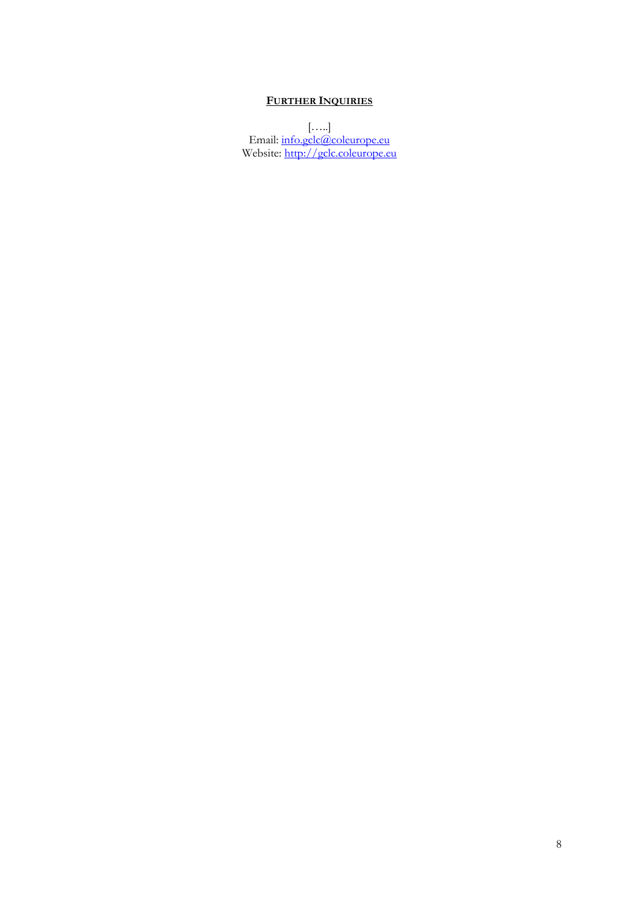## **FURTHER INQUIRIES**

[…..]
Email: info.gclc@coleurope.eu
Website: http://gclc.coleurope.eu